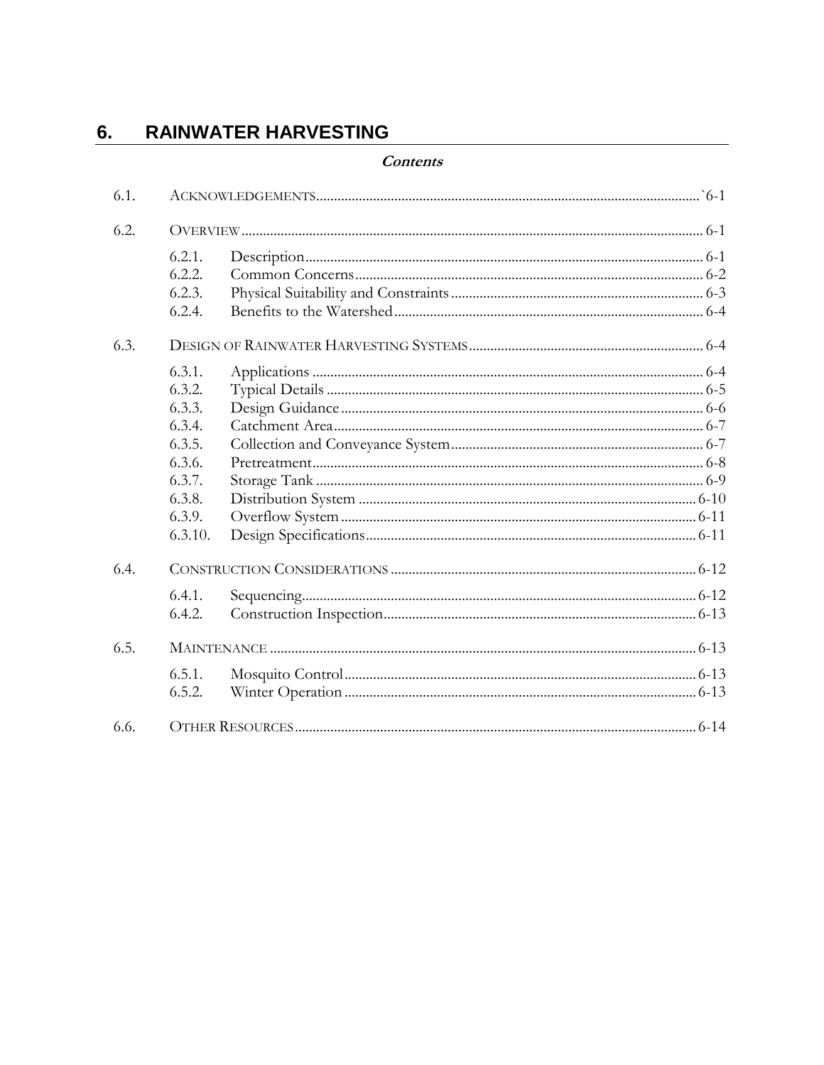# 6. RAINWATER HARVESTING

***Contents***

6.1. ACKNOWLEDGEMENTS ........................................ `6-1

6.2. OVERVIEW ........................................ 6-1

- 6.2.1. Description ........................................ 6-1
- 6.2.2. Common Concerns ........................................ 6-2
- 6.2.3. Physical Suitability and Constraints ........................................ 6-3
- 6.2.4. Benefits to the Watershed ........................................ 6-4

6.3. DESIGN OF RAINWATER HARVESTING SYSTEMS ........................................ 6-4

- 6.3.1. Applications ........................................ 6-4
- 6.3.2. Typical Details ........................................ 6-5
- 6.3.3. Design Guidance ........................................ 6-6
- 6.3.4. Catchment Area ........................................ 6-7
- 6.3.5. Collection and Conveyance System ........................................ 6-7
- 6.3.6. Pretreatment ........................................ 6-8
- 6.3.7. Storage Tank ........................................ 6-9
- 6.3.8. Distribution System ........................................ 6-10
- 6.3.9. Overflow System ........................................ 6-11
- 6.3.10. Design Specifications ........................................ 6-11

6.4. CONSTRUCTION CONSIDERATIONS ........................................ 6-12

- 6.4.1. Sequencing ........................................ 6-12
- 6.4.2. Construction Inspection ........................................ 6-13

6.5. MAINTENANCE ........................................ 6-13

- 6.5.1. Mosquito Control ........................................ 6-13
- 6.5.2. Winter Operation ........................................ 6-13

6.6. OTHER RESOURCES ........................................ 6-14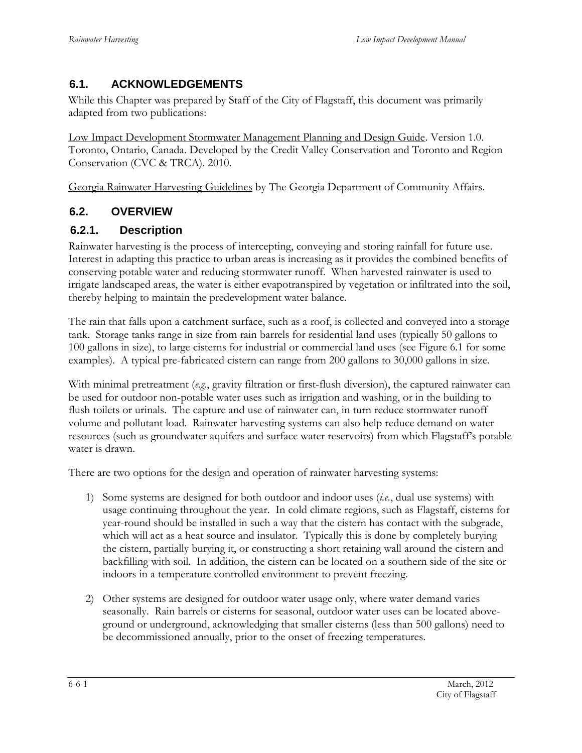## 6.1. ACKNOWLEDGEMENTS

While this Chapter was prepared by Staff of the City of Flagstaff, this document was primarily adapted from two publications:

Low Impact Development Stormwater Management Planning and Design Guide. Version 1.0. Toronto, Ontario, Canada. Developed by the Credit Valley Conservation and Toronto and Region Conservation (CVC & TRCA). 2010.

Georgia Rainwater Harvesting Guidelines by The Georgia Department of Community Affairs.

## 6.2. OVERVIEW

### 6.2.1. Description

Rainwater harvesting is the process of intercepting, conveying and storing rainfall for future use. Interest in adapting this practice to urban areas is increasing as it provides the combined benefits of conserving potable water and reducing stormwater runoff. When harvested rainwater is used to irrigate landscaped areas, the water is either evapotranspired by vegetation or infiltrated into the soil, thereby helping to maintain the predevelopment water balance.

The rain that falls upon a catchment surface, such as a roof, is collected and conveyed into a storage tank. Storage tanks range in size from rain barrels for residential land uses (typically 50 gallons to 100 gallons in size), to large cisterns for industrial or commercial land uses (see Figure 6.1 for some examples). A typical pre-fabricated cistern can range from 200 gallons to 30,000 gallons in size.

With minimal pretreatment (*e.g.*, gravity filtration or first-flush diversion), the captured rainwater can be used for outdoor non-potable water uses such as irrigation and washing, or in the building to flush toilets or urinals. The capture and use of rainwater can, in turn reduce stormwater runoff volume and pollutant load. Rainwater harvesting systems can also help reduce demand on water resources (such as groundwater aquifers and surface water reservoirs) from which Flagstaff's potable water is drawn.

There are two options for the design and operation of rainwater harvesting systems:

1) Some systems are designed for both outdoor and indoor uses (*i.e.*, dual use systems) with usage continuing throughout the year. In cold climate regions, such as Flagstaff, cisterns for year-round should be installed in such a way that the cistern has contact with the subgrade, which will act as a heat source and insulator. Typically this is done by completely burying the cistern, partially burying it, or constructing a short retaining wall around the cistern and backfilling with soil. In addition, the cistern can be located on a southern side of the site or indoors in a temperature controlled environment to prevent freezing.

2) Other systems are designed for outdoor water usage only, where water demand varies seasonally. Rain barrels or cisterns for seasonal, outdoor water uses can be located above-ground or underground, acknowledging that smaller cisterns (less than 500 gallons) need to be decommissioned annually, prior to the onset of freezing temperatures.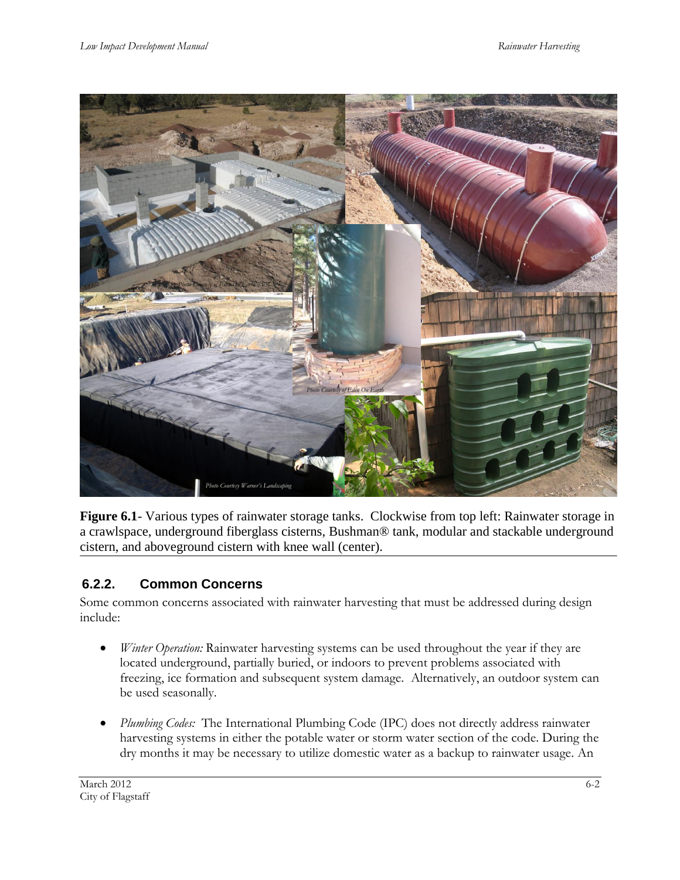**Figure 6.1**- Various types of rainwater storage tanks. Clockwise from top left: Rainwater storage in a crawlspace, underground fiberglass cisterns, Bushman® tank, modular and stackable underground cistern, and aboveground cistern with knee wall (center).

### 6.2.2. Common Concerns

Some common concerns associated with rainwater harvesting that must be addressed during design include:

- *Winter Operation:* Rainwater harvesting systems can be used throughout the year if they are located underground, partially buried, or indoors to prevent problems associated with freezing, ice formation and subsequent system damage. Alternatively, an outdoor system can be used seasonally.

- *Plumbing Codes:* The International Plumbing Code (IPC) does not directly address rainwater harvesting systems in either the potable water or storm water section of the code. During the dry months it may be necessary to utilize domestic water as a backup to rainwater usage. An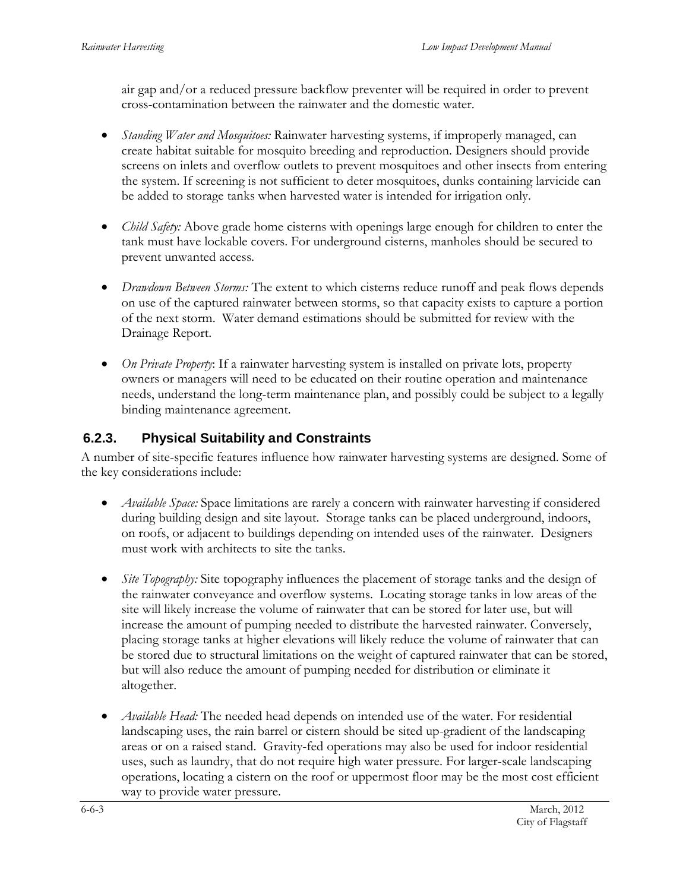air gap and/or a reduced pressure backflow preventer will be required in order to prevent cross-contamination between the rainwater and the domestic water.

- *Standing Water and Mosquitoes:* Rainwater harvesting systems, if improperly managed, can create habitat suitable for mosquito breeding and reproduction. Designers should provide screens on inlets and overflow outlets to prevent mosquitoes and other insects from entering the system. If screening is not sufficient to deter mosquitoes, dunks containing larvicide can be added to storage tanks when harvested water is intended for irrigation only.

- *Child Safety:* Above grade home cisterns with openings large enough for children to enter the tank must have lockable covers. For underground cisterns, manholes should be secured to prevent unwanted access.

- *Drawdown Between Storms:* The extent to which cisterns reduce runoff and peak flows depends on use of the captured rainwater between storms, so that capacity exists to capture a portion of the next storm. Water demand estimations should be submitted for review with the Drainage Report.

- *On Private Property*: If a rainwater harvesting system is installed on private lots, property owners or managers will need to be educated on their routine operation and maintenance needs, understand the long-term maintenance plan, and possibly could be subject to a legally binding maintenance agreement.

### 6.2.3. Physical Suitability and Constraints

A number of site-specific features influence how rainwater harvesting systems are designed. Some of the key considerations include:

- *Available Space:* Space limitations are rarely a concern with rainwater harvesting if considered during building design and site layout. Storage tanks can be placed underground, indoors, on roofs, or adjacent to buildings depending on intended uses of the rainwater. Designers must work with architects to site the tanks.

- *Site Topography:* Site topography influences the placement of storage tanks and the design of the rainwater conveyance and overflow systems. Locating storage tanks in low areas of the site will likely increase the volume of rainwater that can be stored for later use, but will increase the amount of pumping needed to distribute the harvested rainwater. Conversely, placing storage tanks at higher elevations will likely reduce the volume of rainwater that can be stored due to structural limitations on the weight of captured rainwater that can be stored, but will also reduce the amount of pumping needed for distribution or eliminate it altogether.

- *Available Head:* The needed head depends on intended use of the water. For residential landscaping uses, the rain barrel or cistern should be sited up-gradient of the landscaping areas or on a raised stand. Gravity-fed operations may also be used for indoor residential uses, such as laundry, that do not require high water pressure. For larger-scale landscaping operations, locating a cistern on the roof or uppermost floor may be the most cost efficient way to provide water pressure.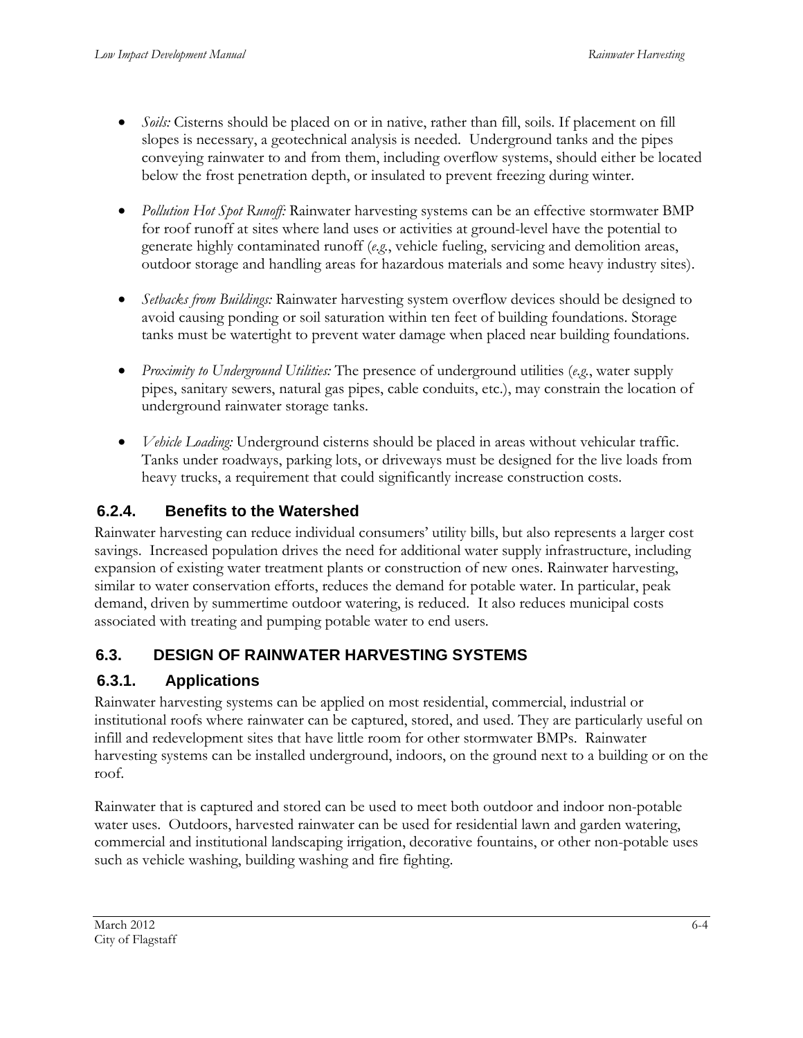- *Soils:* Cisterns should be placed on or in native, rather than fill, soils. If placement on fill slopes is necessary, a geotechnical analysis is needed. Underground tanks and the pipes conveying rainwater to and from them, including overflow systems, should either be located below the frost penetration depth, or insulated to prevent freezing during winter.

- *Pollution Hot Spot Runoff:* Rainwater harvesting systems can be an effective stormwater BMP for roof runoff at sites where land uses or activities at ground-level have the potential to generate highly contaminated runoff (*e.g.*, vehicle fueling, servicing and demolition areas, outdoor storage and handling areas for hazardous materials and some heavy industry sites).

- *Setbacks from Buildings:* Rainwater harvesting system overflow devices should be designed to avoid causing ponding or soil saturation within ten feet of building foundations. Storage tanks must be watertight to prevent water damage when placed near building foundations.

- *Proximity to Underground Utilities:* The presence of underground utilities (*e.g.*, water supply pipes, sanitary sewers, natural gas pipes, cable conduits, etc.), may constrain the location of underground rainwater storage tanks.

- *Vehicle Loading:* Underground cisterns should be placed in areas without vehicular traffic. Tanks under roadways, parking lots, or driveways must be designed for the live loads from heavy trucks, a requirement that could significantly increase construction costs.

### 6.2.4. Benefits to the Watershed

Rainwater harvesting can reduce individual consumers' utility bills, but also represents a larger cost savings. Increased population drives the need for additional water supply infrastructure, including expansion of existing water treatment plants or construction of new ones. Rainwater harvesting, similar to water conservation efforts, reduces the demand for potable water. In particular, peak demand, driven by summertime outdoor watering, is reduced. It also reduces municipal costs associated with treating and pumping potable water to end users.

## 6.3. DESIGN OF RAINWATER HARVESTING SYSTEMS

### 6.3.1. Applications

Rainwater harvesting systems can be applied on most residential, commercial, industrial or institutional roofs where rainwater can be captured, stored, and used. They are particularly useful on infill and redevelopment sites that have little room for other stormwater BMPs. Rainwater harvesting systems can be installed underground, indoors, on the ground next to a building or on the roof.

Rainwater that is captured and stored can be used to meet both outdoor and indoor non-potable water uses. Outdoors, harvested rainwater can be used for residential lawn and garden watering, commercial and institutional landscaping irrigation, decorative fountains, or other non-potable uses such as vehicle washing, building washing and fire fighting.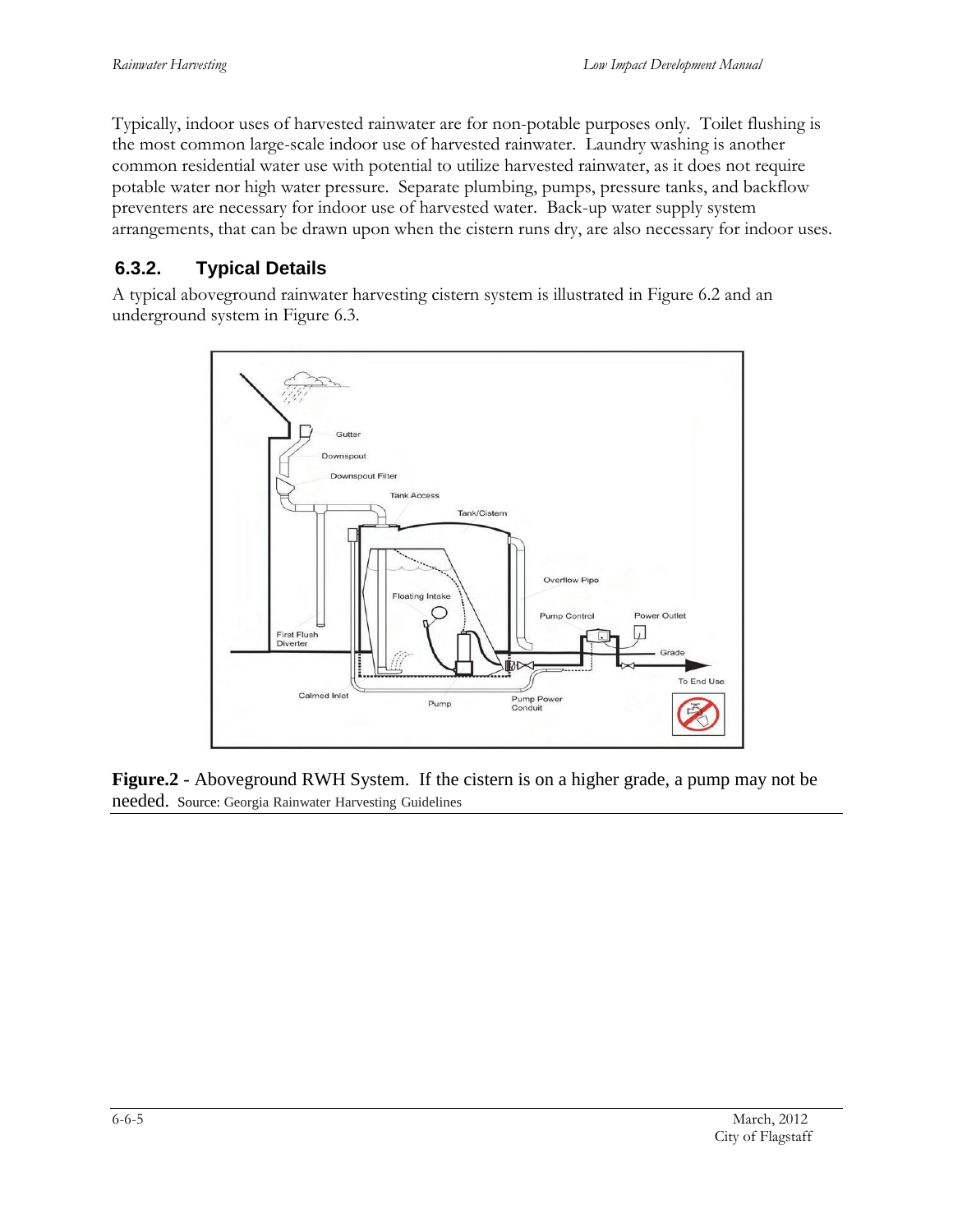Typically, indoor uses of harvested rainwater are for non-potable purposes only. Toilet flushing is the most common large-scale indoor use of harvested rainwater. Laundry washing is another common residential water use with potential to utilize harvested rainwater, as it does not require potable water nor high water pressure. Separate plumbing, pumps, pressure tanks, and backflow preventers are necessary for indoor use of harvested water. Back-up water supply system arrangements, that can be drawn upon when the cistern runs dry, are also necessary for indoor uses.

### 6.3.2. Typical Details

A typical aboveground rainwater harvesting cistern system is illustrated in Figure 6.2 and an underground system in Figure 6.3.

**Figure.2** - Aboveground RWH System. If the cistern is on a higher grade, a pump may not be needed. Source: Georgia Rainwater Harvesting Guidelines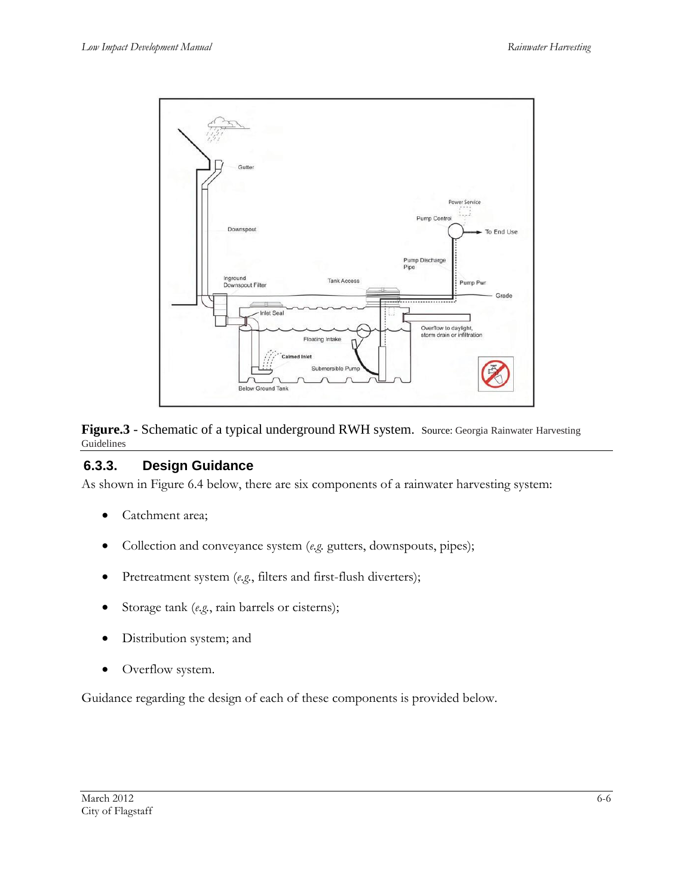**Figure.3** - Schematic of a typical underground RWH system. Source: Georgia Rainwater Harvesting Guidelines

### 6.3.3. Design Guidance

As shown in Figure 6.4 below, there are six components of a rainwater harvesting system:

- Catchment area;
- Collection and conveyance system (*e.g.* gutters, downspouts, pipes);
- Pretreatment system (*e.g.*, filters and first-flush diverters);
- Storage tank (*e.g.*, rain barrels or cisterns);
- Distribution system; and
- Overflow system.

Guidance regarding the design of each of these components is provided below.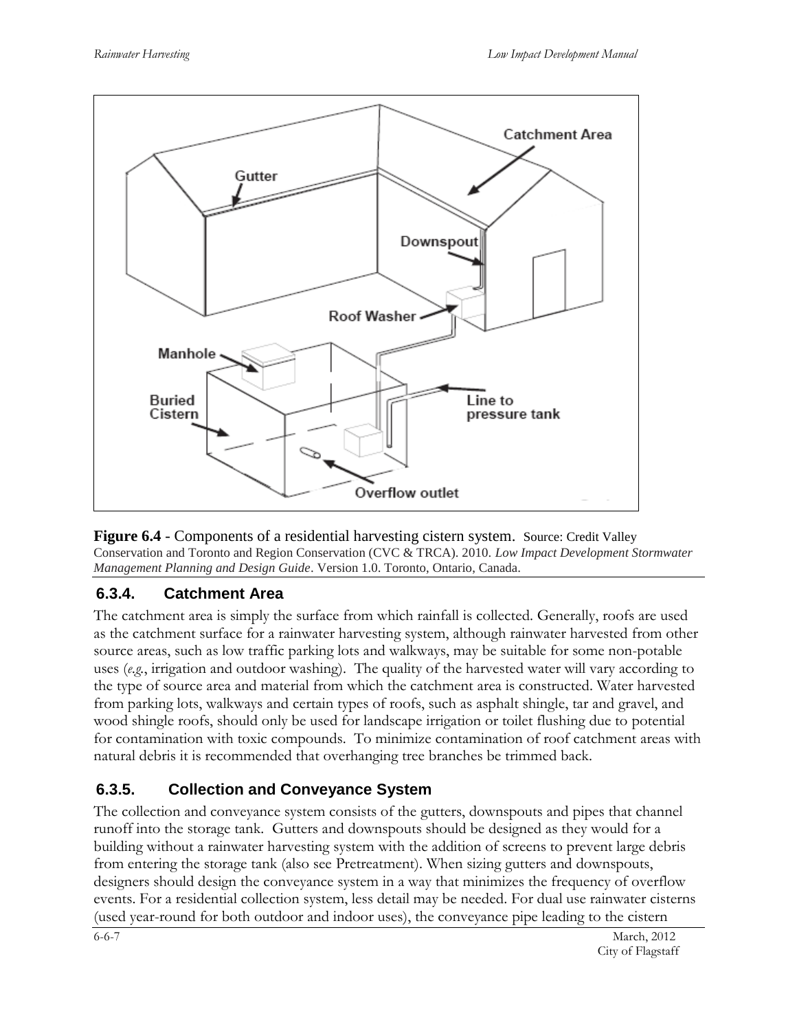**Figure 6.4** - Components of a residential harvesting cistern system. Source: Credit Valley Conservation and Toronto and Region Conservation (CVC & TRCA). 2010. *Low Impact Development Stormwater Management Planning and Design Guide*. Version 1.0. Toronto, Ontario, Canada.

### 6.3.4. Catchment Area

The catchment area is simply the surface from which rainfall is collected. Generally, roofs are used as the catchment surface for a rainwater harvesting system, although rainwater harvested from other source areas, such as low traffic parking lots and walkways, may be suitable for some non-potable uses (*e.g.*, irrigation and outdoor washing). The quality of the harvested water will vary according to the type of source area and material from which the catchment area is constructed. Water harvested from parking lots, walkways and certain types of roofs, such as asphalt shingle, tar and gravel, and wood shingle roofs, should only be used for landscape irrigation or toilet flushing due to potential for contamination with toxic compounds. To minimize contamination of roof catchment areas with natural debris it is recommended that overhanging tree branches be trimmed back.

### 6.3.5. Collection and Conveyance System

The collection and conveyance system consists of the gutters, downspouts and pipes that channel runoff into the storage tank. Gutters and downspouts should be designed as they would for a building without a rainwater harvesting system with the addition of screens to prevent large debris from entering the storage tank (also see Pretreatment). When sizing gutters and downspouts, designers should design the conveyance system in a way that minimizes the frequency of overflow events. For a residential collection system, less detail may be needed. For dual use rainwater cisterns (used year-round for both outdoor and indoor uses), the conveyance pipe leading to the cistern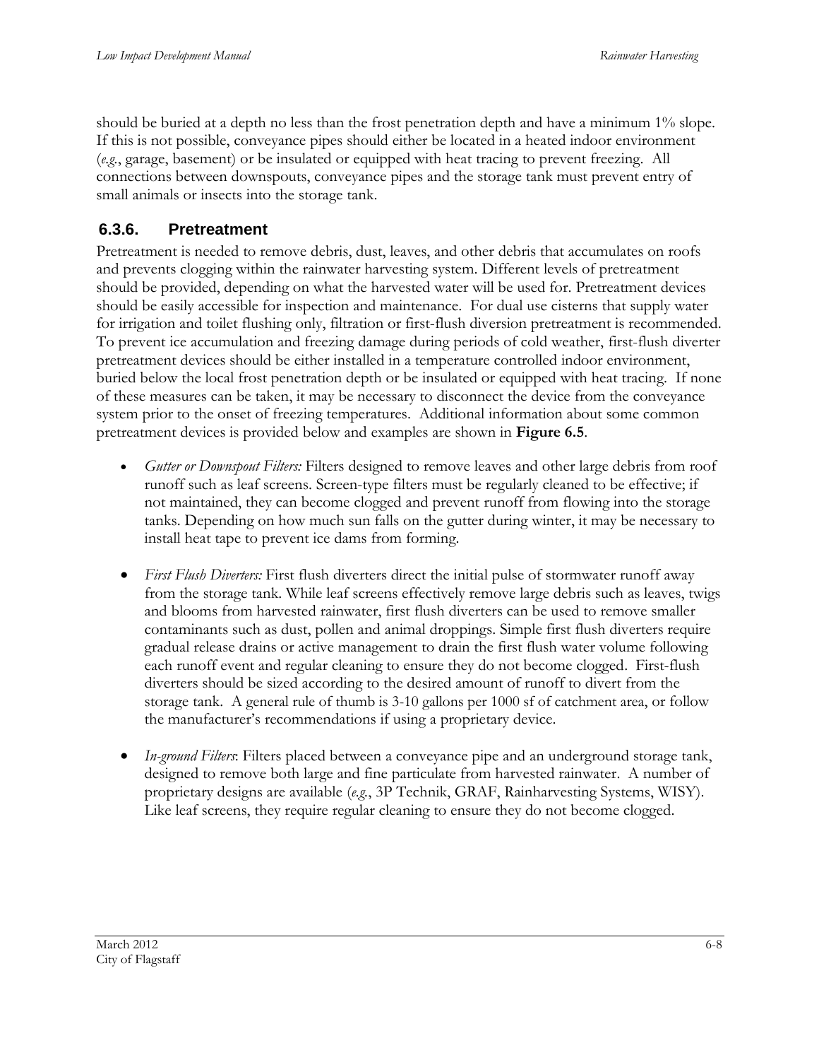should be buried at a depth no less than the frost penetration depth and have a minimum 1% slope. If this is not possible, conveyance pipes should either be located in a heated indoor environment (*e.g.*, garage, basement) or be insulated or equipped with heat tracing to prevent freezing. All connections between downspouts, conveyance pipes and the storage tank must prevent entry of small animals or insects into the storage tank.

### 6.3.6. Pretreatment

Pretreatment is needed to remove debris, dust, leaves, and other debris that accumulates on roofs and prevents clogging within the rainwater harvesting system. Different levels of pretreatment should be provided, depending on what the harvested water will be used for. Pretreatment devices should be easily accessible for inspection and maintenance. For dual use cisterns that supply water for irrigation and toilet flushing only, filtration or first-flush diversion pretreatment is recommended. To prevent ice accumulation and freezing damage during periods of cold weather, first-flush diverter pretreatment devices should be either installed in a temperature controlled indoor environment, buried below the local frost penetration depth or be insulated or equipped with heat tracing. If none of these measures can be taken, it may be necessary to disconnect the device from the conveyance system prior to the onset of freezing temperatures. Additional information about some common pretreatment devices is provided below and examples are shown in **Figure 6.5**.

- *Gutter or Downspout Filters:* Filters designed to remove leaves and other large debris from roof runoff such as leaf screens. Screen-type filters must be regularly cleaned to be effective; if not maintained, they can become clogged and prevent runoff from flowing into the storage tanks. Depending on how much sun falls on the gutter during winter, it may be necessary to install heat tape to prevent ice dams from forming.

- *First Flush Diverters:* First flush diverters direct the initial pulse of stormwater runoff away from the storage tank. While leaf screens effectively remove large debris such as leaves, twigs and blooms from harvested rainwater, first flush diverters can be used to remove smaller contaminants such as dust, pollen and animal droppings. Simple first flush diverters require gradual release drains or active management to drain the first flush water volume following each runoff event and regular cleaning to ensure they do not become clogged. First-flush diverters should be sized according to the desired amount of runoff to divert from the storage tank. A general rule of thumb is 3-10 gallons per 1000 sf of catchment area, or follow the manufacturer's recommendations if using a proprietary device.

- *In-ground Filters*: Filters placed between a conveyance pipe and an underground storage tank, designed to remove both large and fine particulate from harvested rainwater. A number of proprietary designs are available (*e.g.*, 3P Technik, GRAF, Rainharvesting Systems, WISY). Like leaf screens, they require regular cleaning to ensure they do not become clogged.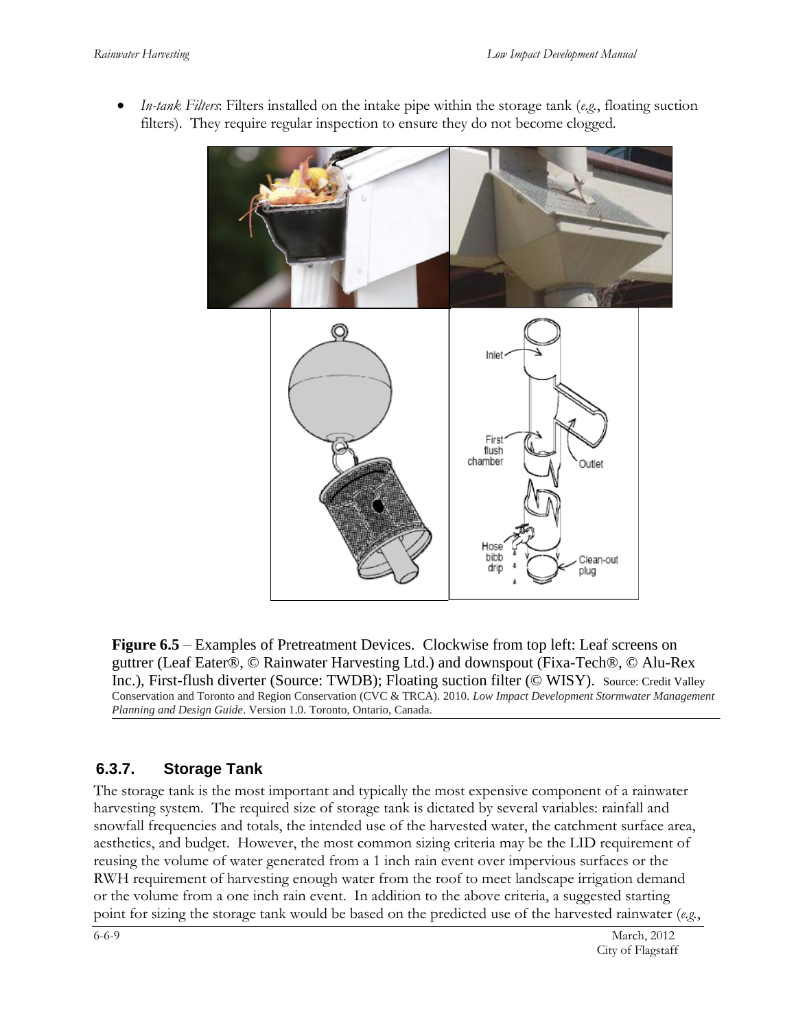- *In-tank Filters*: Filters installed on the intake pipe within the storage tank (*e.g.*, floating suction filters). They require regular inspection to ensure they do not become clogged.

**Figure 6.5** – Examples of Pretreatment Devices. Clockwise from top left: Leaf screens on guttrer (Leaf Eater®, © Rainwater Harvesting Ltd.) and downspout (Fixa-Tech®, © Alu-Rex Inc.), First-flush diverter (Source: TWDB); Floating suction filter (© WISY). Source: Credit Valley Conservation and Toronto and Region Conservation (CVC & TRCA). 2010. *Low Impact Development Stormwater Management Planning and Design Guide*. Version 1.0. Toronto, Ontario, Canada.

## 6.3.7. Storage Tank

The storage tank is the most important and typically the most expensive component of a rainwater harvesting system. The required size of storage tank is dictated by several variables: rainfall and snowfall frequencies and totals, the intended use of the harvested water, the catchment surface area, aesthetics, and budget. However, the most common sizing criteria may be the LID requirement of reusing the volume of water generated from a 1 inch rain event over impervious surfaces or the RWH requirement of harvesting enough water from the roof to meet landscape irrigation demand or the volume from a one inch rain event. In addition to the above criteria, a suggested starting point for sizing the storage tank would be based on the predicted use of the harvested rainwater (*e.g.*,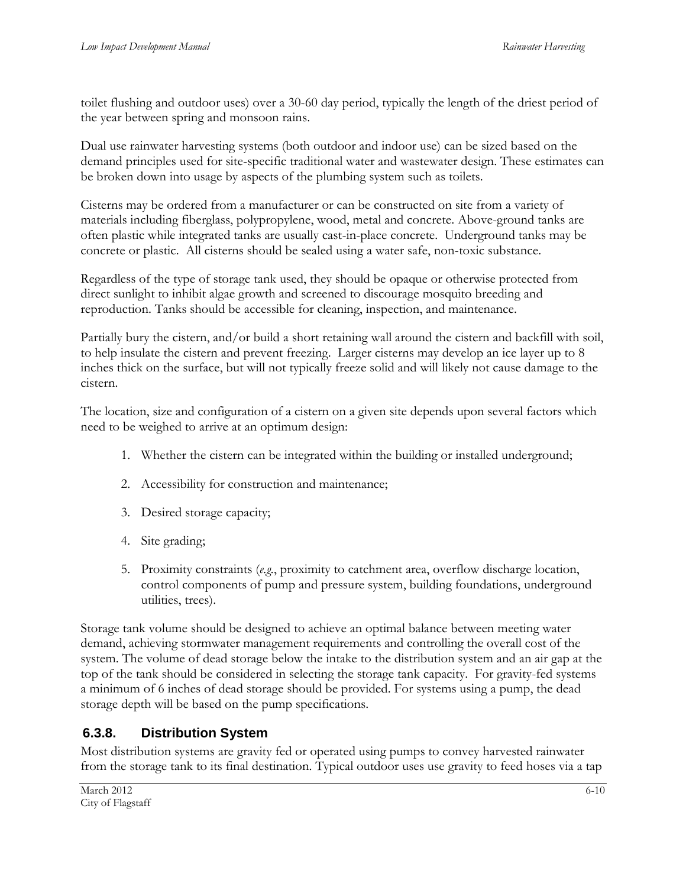toilet flushing and outdoor uses) over a 30-60 day period, typically the length of the driest period of the year between spring and monsoon rains.

Dual use rainwater harvesting systems (both outdoor and indoor use) can be sized based on the demand principles used for site-specific traditional water and wastewater design. These estimates can be broken down into usage by aspects of the plumbing system such as toilets.

Cisterns may be ordered from a manufacturer or can be constructed on site from a variety of materials including fiberglass, polypropylene, wood, metal and concrete. Above-ground tanks are often plastic while integrated tanks are usually cast-in-place concrete. Underground tanks may be concrete or plastic. All cisterns should be sealed using a water safe, non-toxic substance.

Regardless of the type of storage tank used, they should be opaque or otherwise protected from direct sunlight to inhibit algae growth and screened to discourage mosquito breeding and reproduction. Tanks should be accessible for cleaning, inspection, and maintenance.

Partially bury the cistern, and/or build a short retaining wall around the cistern and backfill with soil, to help insulate the cistern and prevent freezing. Larger cisterns may develop an ice layer up to 8 inches thick on the surface, but will not typically freeze solid and will likely not cause damage to the cistern.

The location, size and configuration of a cistern on a given site depends upon several factors which need to be weighed to arrive at an optimum design:

1. Whether the cistern can be integrated within the building or installed underground;
2. Accessibility for construction and maintenance;
3. Desired storage capacity;
4. Site grading;
5. Proximity constraints (*e.g.*, proximity to catchment area, overflow discharge location, control components of pump and pressure system, building foundations, underground utilities, trees).

Storage tank volume should be designed to achieve an optimal balance between meeting water demand, achieving stormwater management requirements and controlling the overall cost of the system. The volume of dead storage below the intake to the distribution system and an air gap at the top of the tank should be considered in selecting the storage tank capacity. For gravity-fed systems a minimum of 6 inches of dead storage should be provided. For systems using a pump, the dead storage depth will be based on the pump specifications.

### 6.3.8. Distribution System

Most distribution systems are gravity fed or operated using pumps to convey harvested rainwater from the storage tank to its final destination. Typical outdoor uses use gravity to feed hoses via a tap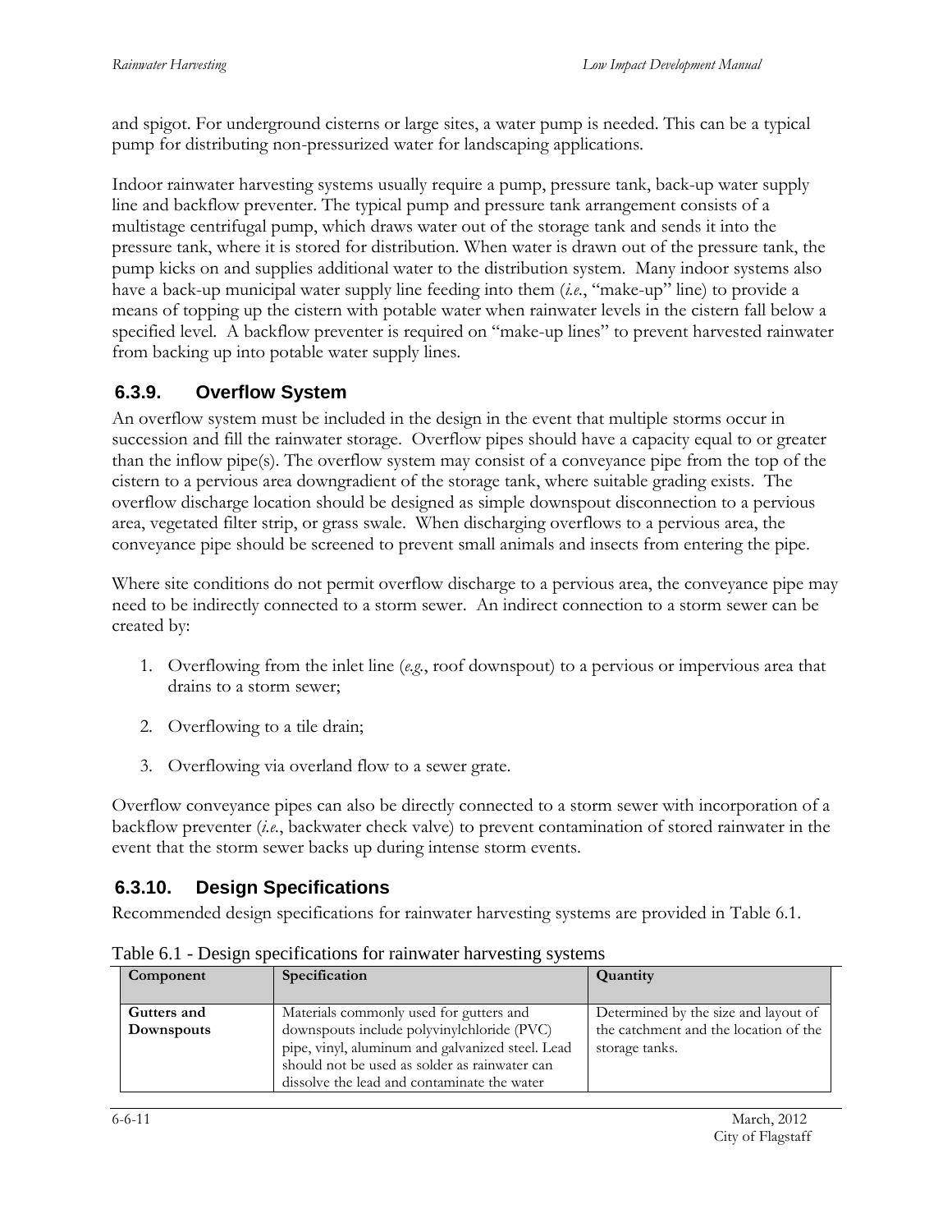and spigot. For underground cisterns or large sites, a water pump is needed. This can be a typical pump for distributing non-pressurized water for landscaping applications.

Indoor rainwater harvesting systems usually require a pump, pressure tank, back-up water supply line and backflow preventer. The typical pump and pressure tank arrangement consists of a multistage centrifugal pump, which draws water out of the storage tank and sends it into the pressure tank, where it is stored for distribution. When water is drawn out of the pressure tank, the pump kicks on and supplies additional water to the distribution system. Many indoor systems also have a back-up municipal water supply line feeding into them (*i.e.*, "make-up" line) to provide a means of topping up the cistern with potable water when rainwater levels in the cistern fall below a specified level. A backflow preventer is required on "make-up lines" to prevent harvested rainwater from backing up into potable water supply lines.

### 6.3.9. Overflow System

An overflow system must be included in the design in the event that multiple storms occur in succession and fill the rainwater storage. Overflow pipes should have a capacity equal to or greater than the inflow pipe(s). The overflow system may consist of a conveyance pipe from the top of the cistern to a pervious area downgradient of the storage tank, where suitable grading exists. The overflow discharge location should be designed as simple downspout disconnection to a pervious area, vegetated filter strip, or grass swale. When discharging overflows to a pervious area, the conveyance pipe should be screened to prevent small animals and insects from entering the pipe.

Where site conditions do not permit overflow discharge to a pervious area, the conveyance pipe may need to be indirectly connected to a storm sewer. An indirect connection to a storm sewer can be created by:

1. Overflowing from the inlet line (*e.g.*, roof downspout) to a pervious or impervious area that drains to a storm sewer;
2. Overflowing to a tile drain;
3. Overflowing via overland flow to a sewer grate.

Overflow conveyance pipes can also be directly connected to a storm sewer with incorporation of a backflow preventer (*i.e.*, backwater check valve) to prevent contamination of stored rainwater in the event that the storm sewer backs up during intense storm events.

### 6.3.10. Design Specifications

Recommended design specifications for rainwater harvesting systems are provided in Table 6.1.

Table 6.1 - Design specifications for rainwater harvesting systems

| Component | Specification | Quantity |
|---|---|---|
| **Gutters and Downspouts** | Materials commonly used for gutters and downspouts include polyvinylchloride (PVC) pipe, vinyl, aluminum and galvanized steel. Lead should not be used as solder as rainwater can dissolve the lead and contaminate the water | Determined by the size and layout of the catchment and the location of the storage tanks. |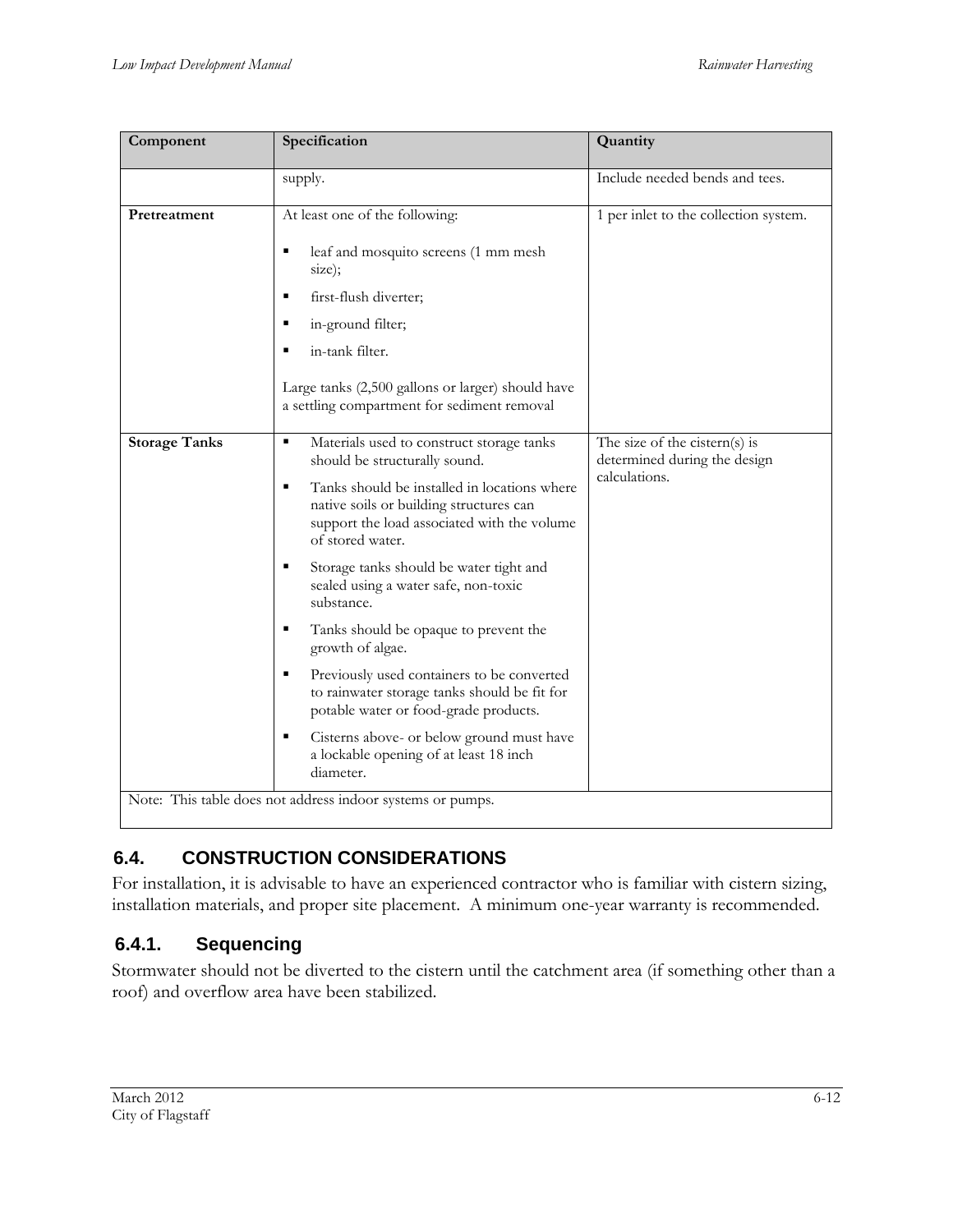| Component | Specification | Quantity |
| --- | --- | --- |
| | supply. | Include needed bends and tees. |
| **Pretreatment** | At least one of the following:<br>▪ leaf and mosquito screens (1 mm mesh size);<br>▪ first-flush diverter;<br>▪ in-ground filter;<br>▪ in-tank filter.<br><br>Large tanks (2,500 gallons or larger) should have a settling compartment for sediment removal | 1 per inlet to the collection system. |
| **Storage Tanks** | ▪ Materials used to construct storage tanks should be structurally sound.<br>▪ Tanks should be installed in locations where native soils or building structures can support the load associated with the volume of stored water.<br>▪ Storage tanks should be water tight and sealed using a water safe, non-toxic substance.<br>▪ Tanks should be opaque to prevent the growth of algae.<br>▪ Previously used containers to be converted to rainwater storage tanks should be fit for potable water or food-grade products.<br>▪ Cisterns above- or below ground must have a lockable opening of at least 18 inch diameter. | The size of the cistern(s) is determined during the design calculations. |
| Note: This table does not address indoor systems or pumps. | | |

## 6.4. CONSTRUCTION CONSIDERATIONS

For installation, it is advisable to have an experienced contractor who is familiar with cistern sizing, installation materials, and proper site placement. A minimum one-year warranty is recommended.

### 6.4.1. Sequencing

Stormwater should not be diverted to the cistern until the catchment area (if something other than a roof) and overflow area have been stabilized.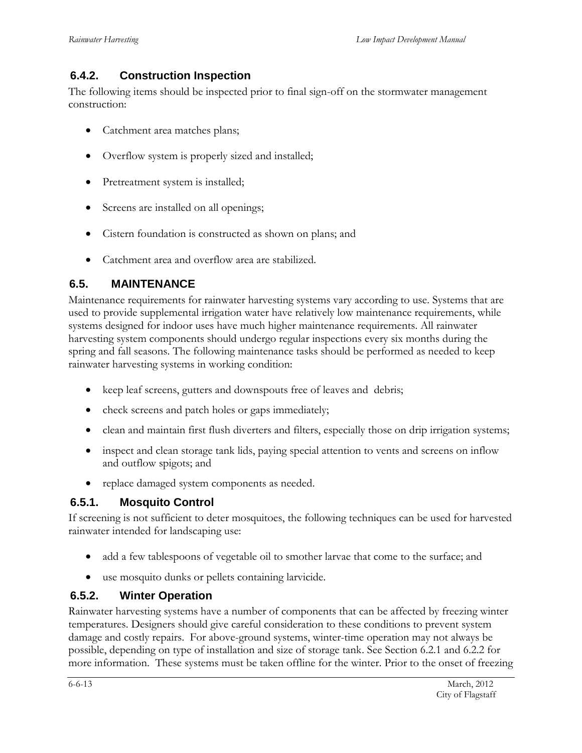### 6.4.2. Construction Inspection

The following items should be inspected prior to final sign-off on the stormwater management construction:

- Catchment area matches plans;
- Overflow system is properly sized and installed;
- Pretreatment system is installed;
- Screens are installed on all openings;
- Cistern foundation is constructed as shown on plans; and
- Catchment area and overflow area are stabilized.

## 6.5. MAINTENANCE

Maintenance requirements for rainwater harvesting systems vary according to use. Systems that are used to provide supplemental irrigation water have relatively low maintenance requirements, while systems designed for indoor uses have much higher maintenance requirements. All rainwater harvesting system components should undergo regular inspections every six months during the spring and fall seasons. The following maintenance tasks should be performed as needed to keep rainwater harvesting systems in working condition:

- keep leaf screens, gutters and downspouts free of leaves and debris;
- check screens and patch holes or gaps immediately;
- clean and maintain first flush diverters and filters, especially those on drip irrigation systems;
- inspect and clean storage tank lids, paying special attention to vents and screens on inflow and outflow spigots; and
- replace damaged system components as needed.

### 6.5.1. Mosquito Control

If screening is not sufficient to deter mosquitoes, the following techniques can be used for harvested rainwater intended for landscaping use:

- add a few tablespoons of vegetable oil to smother larvae that come to the surface; and
- use mosquito dunks or pellets containing larvicide.

### 6.5.2. Winter Operation

Rainwater harvesting systems have a number of components that can be affected by freezing winter temperatures. Designers should give careful consideration to these conditions to prevent system damage and costly repairs. For above-ground systems, winter-time operation may not always be possible, depending on type of installation and size of storage tank. See Section 6.2.1 and 6.2.2 for more information. These systems must be taken offline for the winter. Prior to the onset of freezing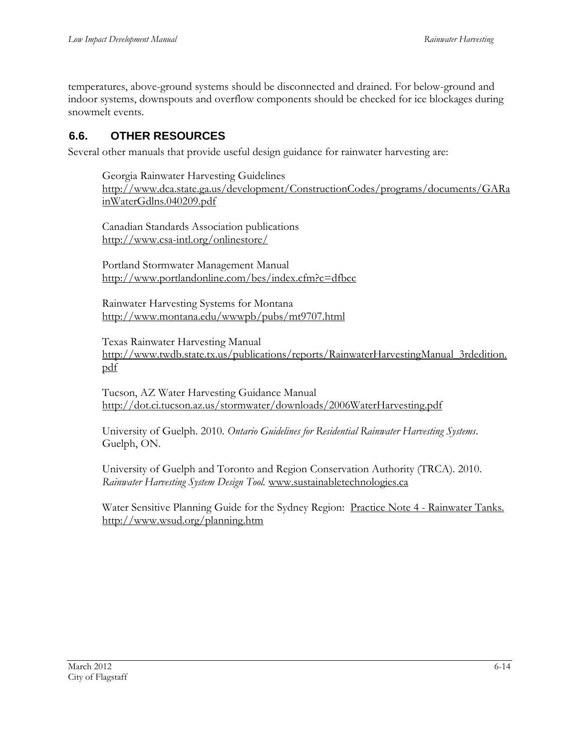temperatures, above-ground systems should be disconnected and drained. For below-ground and indoor systems, downspouts and overflow components should be checked for ice blockages during snowmelt events.

## 6.6. OTHER RESOURCES

Several other manuals that provide useful design guidance for rainwater harvesting are:

Georgia Rainwater Harvesting Guidelines
http://www.dca.state.ga.us/development/ConstructionCodes/programs/documents/GARainWaterGdlns.040209.pdf

Canadian Standards Association publications
http://www.csa-intl.org/onlinestore/

Portland Stormwater Management Manual
http://www.portlandonline.com/bes/index.cfm?c=dfbcc

Rainwater Harvesting Systems for Montana
http://www.montana.edu/wwwpb/pubs/mt9707.html

Texas Rainwater Harvesting Manual
http://www.twdb.state.tx.us/publications/reports/RainwaterHarvestingManual_3rdedition.pdf

Tucson, AZ Water Harvesting Guidance Manual
http://dot.ci.tucson.az.us/stormwater/downloads/2006WaterHarvesting.pdf

University of Guelph. 2010. *Ontario Guidelines for Residential Rainwater Harvesting Systems*. Guelph, ON.

University of Guelph and Toronto and Region Conservation Authority (TRCA). 2010. *Rainwater Harvesting System Design Tool.* www.sustainabletechnologies.ca

Water Sensitive Planning Guide for the Sydney Region: Practice Note 4 - Rainwater Tanks.
http://www.wsud.org/planning.htm